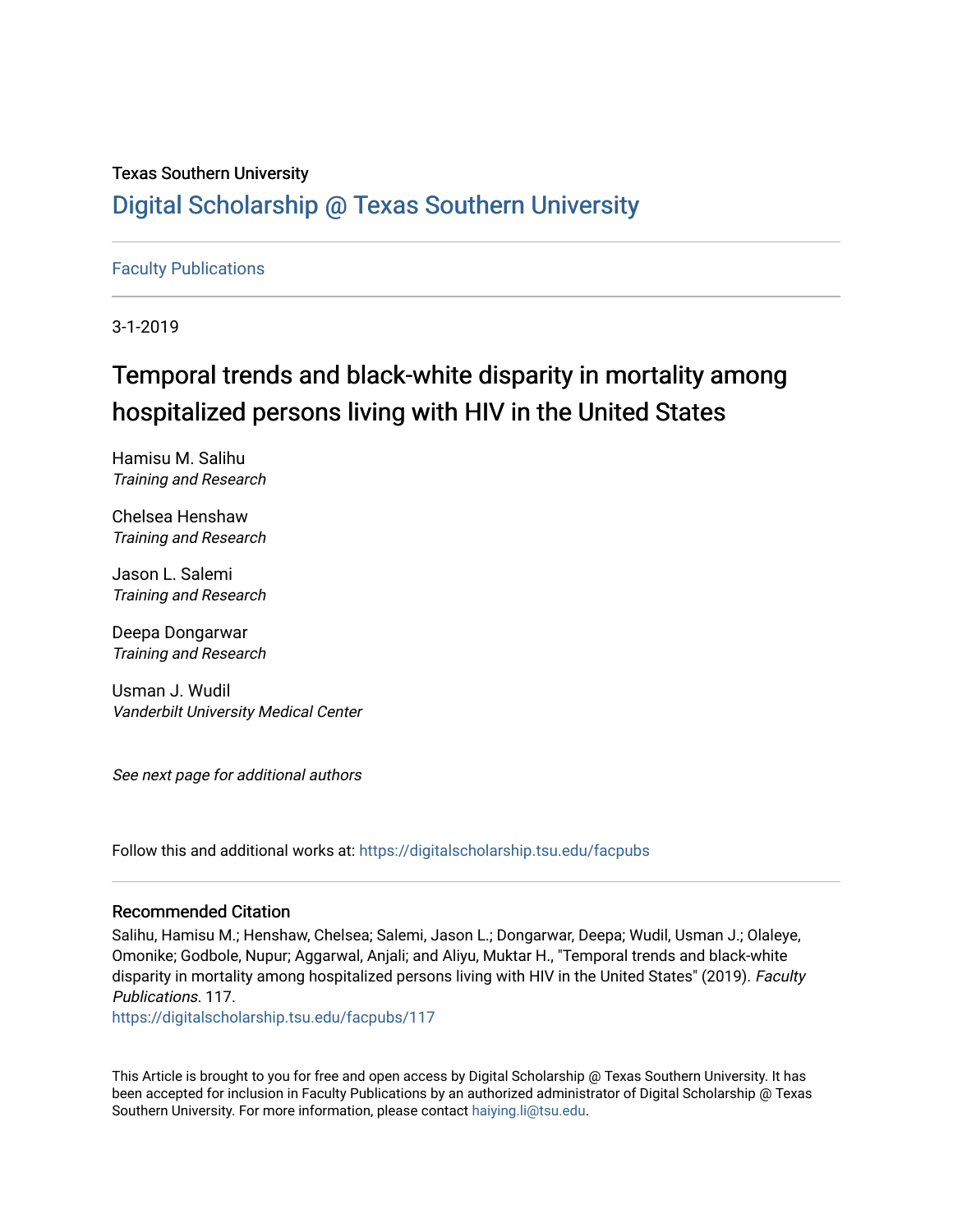Texas Southern University

## Digital Scholarship @ Texas Southern University

Faculty Publications

3-1-2019

# Temporal trends and black-white disparity in mortality among hospitalized persons living with HIV in the United States

Hamisu M. Salihu
*Training and Research*

Chelsea Henshaw
*Training and Research*

Jason L. Salemi
*Training and Research*

Deepa Dongarwar
*Training and Research*

Usman J. Wudil
*Vanderbilt University Medical Center*

*See next page for additional authors*

Follow this and additional works at: https://digitalscholarship.tsu.edu/facpubs

### Recommended Citation

Salihu, Hamisu M.; Henshaw, Chelsea; Salemi, Jason L.; Dongarwar, Deepa; Wudil, Usman J.; Olaleye, Omonike; Godbole, Nupur; Aggarwal, Anjali; and Aliyu, Muktar H., "Temporal trends and black-white disparity in mortality among hospitalized persons living with HIV in the United States" (2019). *Faculty Publications*. 117.
https://digitalscholarship.tsu.edu/facpubs/117

This Article is brought to you for free and open access by Digital Scholarship @ Texas Southern University. It has been accepted for inclusion in Faculty Publications by an authorized administrator of Digital Scholarship @ Texas Southern University. For more information, please contact haiying.li@tsu.edu.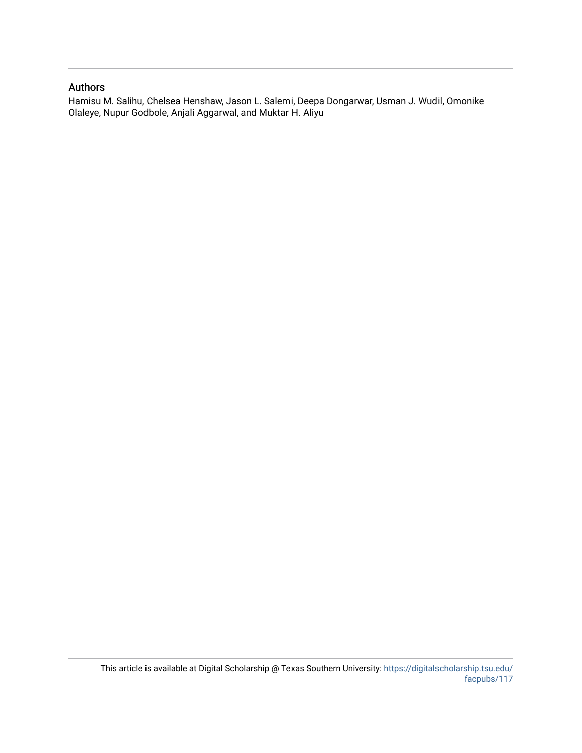## Authors

Hamisu M. Salihu, Chelsea Henshaw, Jason L. Salemi, Deepa Dongarwar, Usman J. Wudil, Omonike Olaleye, Nupur Godbole, Anjali Aggarwal, and Muktar H. Aliyu

This article is available at Digital Scholarship @ Texas Southern University: https://digitalscholarship.tsu.edu/facpubs/117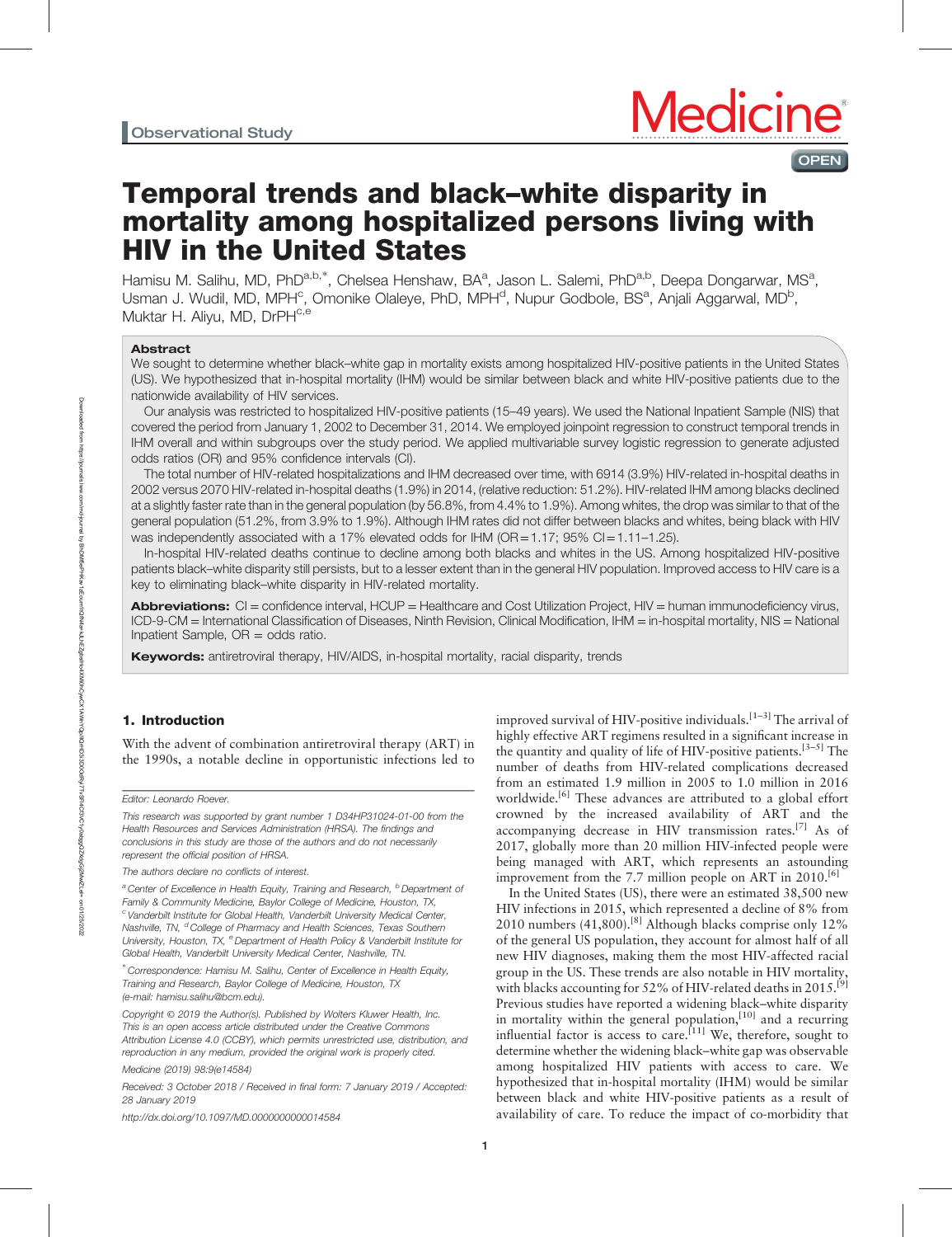Observational Study

# Temporal trends and black–white disparity in mortality among hospitalized persons living with HIV in the United States

Hamisu M. Salihu, MD, PhD[a,b,*], Chelsea Henshaw, BA[a], Jason L. Salemi, PhD[a,b], Deepa Dongarwar, MS[a], Usman J. Wudil, MD, MPH[c], Omonike Olaleye, PhD, MPH[d], Nupur Godbole, BS[a], Anjali Aggarwal, MD[b], Muktar H. Aliyu, MD, DrPH[c,e]

## Abstract

We sought to determine whether black–white gap in mortality exists among hospitalized HIV-positive patients in the United States (US). We hypothesized that in-hospital mortality (IHM) would be similar between black and white HIV-positive patients due to the nationwide availability of HIV services.

Our analysis was restricted to hospitalized HIV-positive patients (15–49 years). We used the National Inpatient Sample (NIS) that covered the period from January 1, 2002 to December 31, 2014. We employed joinpoint regression to construct temporal trends in IHM overall and within subgroups over the study period. We applied multivariable survey logistic regression to generate adjusted odds ratios (OR) and 95% confidence intervals (CI).

The total number of HIV-related hospitalizations and IHM decreased over time, with 6914 (3.9%) HIV-related in-hospital deaths in 2002 versus 2070 HIV-related in-hospital deaths (1.9%) in 2014, (relative reduction: 51.2%). HIV-related IHM among blacks declined at a slightly faster rate than in the general population (by 56.8%, from 4.4% to 1.9%). Among whites, the drop was similar to that of the general population (51.2%, from 3.9% to 1.9%). Although IHM rates did not differ between blacks and whites, being black with HIV was independently associated with a 17% elevated odds for IHM (OR=1.17; 95% CI=1.11–1.25).

In-hospital HIV-related deaths continue to decline among both blacks and whites in the US. Among hospitalized HIV-positive patients black–white disparity still persists, but to a lesser extent than in the general HIV population. Improved access to HIV care is a key to eliminating black–white disparity in HIV-related mortality.

**Abbreviations:** CI = confidence interval, HCUP = Healthcare and Cost Utilization Project, HIV = human immunodeficiency virus, ICD-9-CM = International Classification of Diseases, Ninth Revision, Clinical Modification, IHM = in-hospital mortality, NIS = National Inpatient Sample, OR = odds ratio.

**Keywords:** antiretroviral therapy, HIV/AIDS, in-hospital mortality, racial disparity, trends

## 1. Introduction

With the advent of combination antiretroviral therapy (ART) in the 1990s, a notable decline in opportunistic infections led to improved survival of HIV-positive individuals.[1–3] The arrival of highly effective ART regimens resulted in a significant increase in the quantity and quality of life of HIV-positive patients.[3–5] The number of deaths from HIV-related complications decreased from an estimated 1.9 million in 2005 to 1.0 million in 2016 worldwide.[6] These advances are attributed to a global effort crowned by the increased availability of ART and the accompanying decrease in HIV transmission rates.[7] As of 2017, globally more than 20 million HIV-infected people were being managed with ART, which represents an astounding improvement from the 7.7 million people on ART in 2010.[6]

In the United States (US), there were an estimated 38,500 new HIV infections in 2015, which represented a decline of 8% from 2010 numbers (41,800).[8] Although blacks comprise only 12% of the general US population, they account for almost half of all new HIV diagnoses, making them the most HIV-affected racial group in the US. These trends are also notable in HIV mortality, with blacks accounting for 52% of HIV-related deaths in 2015.[9] Previous studies have reported a widening black–white disparity in mortality within the general population,[10] and a recurring influential factor is access to care.[11] We, therefore, sought to determine whether the widening black–white gap was observable among hospitalized HIV patients with access to care. We hypothesized that in-hospital mortality (IHM) would be similar between black and white HIV-positive patients as a result of availability of care. To reduce the impact of co-morbidity that

---

Editor: Leonardo Roever.

This research was supported by grant number 1 D34HP31024-01-00 from the Health Resources and Services Administration (HRSA). The findings and conclusions in this study are those of the authors and do not necessarily represent the official position of HRSA.

The authors declare no conflicts of interest.

[a] Center of Excellence in Health Equity, Training and Research, [b] Department of Family & Community Medicine, Baylor College of Medicine, Houston, TX, [c] Vanderbilt Institute for Global Health, Vanderbilt University Medical Center, Nashville, TN, [d] College of Pharmacy and Health Sciences, Texas Southern University, Houston, TX, [e] Department of Health Policy & Vanderbilt Institute for Global Health, Vanderbilt University Medical Center, Nashville, TN.

[*] Correspondence: Hamisu M. Salihu, Center of Excellence in Health Equity, Training and Research, Baylor College of Medicine, Houston, TX (e-mail: hamisu.salihu@bcm.edu).

Copyright © 2019 the Author(s). Published by Wolters Kluwer Health, Inc. This is an open access article distributed under the Creative Commons Attribution License 4.0 (CCBY), which permits unrestricted use, distribution, and reproduction in any medium, provided the original work is properly cited.

Medicine (2019) 98:9(e14584)

Received: 3 October 2018 / Received in final form: 7 January 2019 / Accepted: 28 January 2019

http://dx.doi.org/10.1097/MD.0000000000014584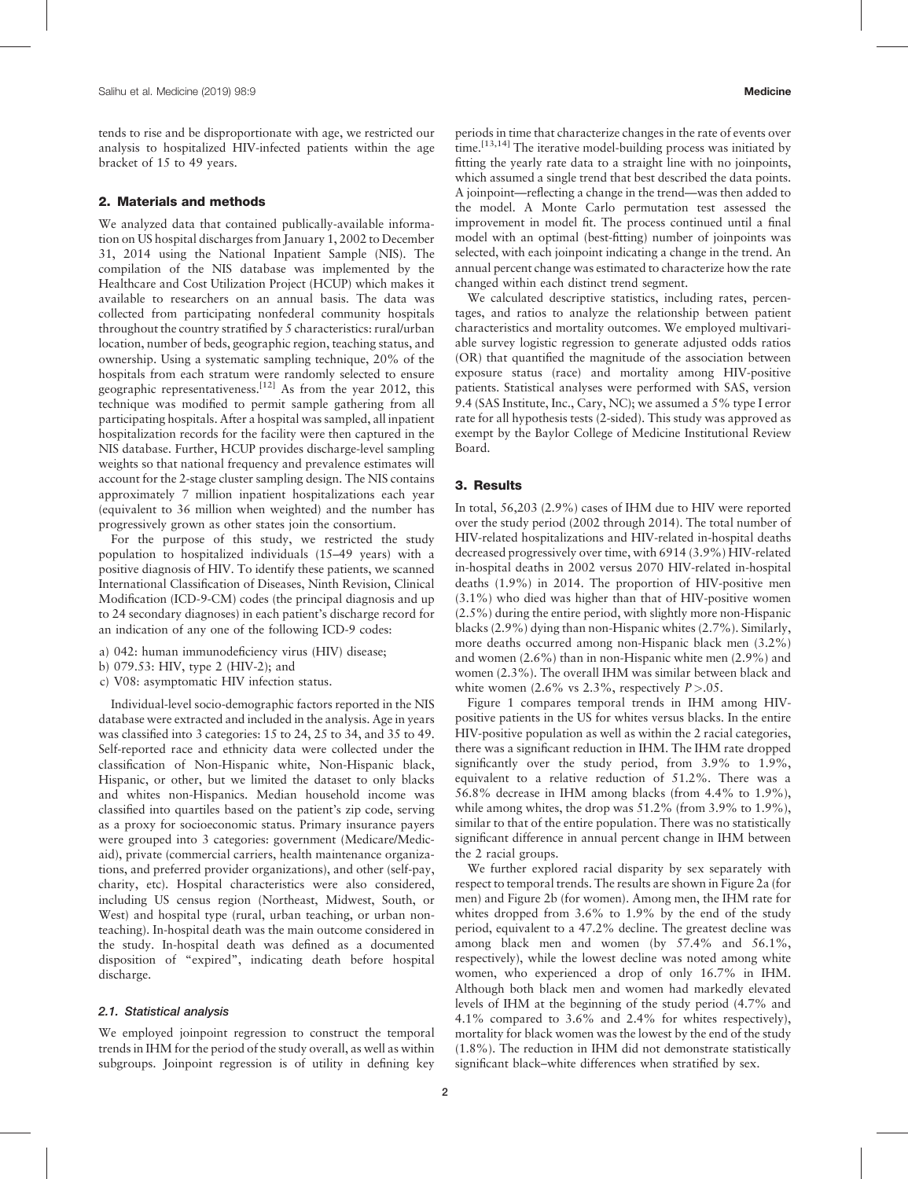tends to rise and be disproportionate with age, we restricted our analysis to hospitalized HIV-infected patients within the age bracket of 15 to 49 years.

## 2. Materials and methods

We analyzed data that contained publically-available information on US hospital discharges from January 1, 2002 to December 31, 2014 using the National Inpatient Sample (NIS). The compilation of the NIS database was implemented by the Healthcare and Cost Utilization Project (HCUP) which makes it available to researchers on an annual basis. The data was collected from participating nonfederal community hospitals throughout the country stratified by 5 characteristics: rural/urban location, number of beds, geographic region, teaching status, and ownership. Using a systematic sampling technique, 20% of the hospitals from each stratum were randomly selected to ensure geographic representativeness.[12] As from the year 2012, this technique was modified to permit sample gathering from all participating hospitals. After a hospital was sampled, all inpatient hospitalization records for the facility were then captured in the NIS database. Further, HCUP provides discharge-level sampling weights so that national frequency and prevalence estimates will account for the 2-stage cluster sampling design. The NIS contains approximately 7 million inpatient hospitalizations each year (equivalent to 36 million when weighted) and the number has progressively grown as other states join the consortium.

For the purpose of this study, we restricted the study population to hospitalized individuals (15–49 years) with a positive diagnosis of HIV. To identify these patients, we scanned International Classification of Diseases, Ninth Revision, Clinical Modification (ICD-9-CM) codes (the principal diagnosis and up to 24 secondary diagnoses) in each patient's discharge record for an indication of any one of the following ICD-9 codes:

a) 042: human immunodeficiency virus (HIV) disease;
b) 079.53: HIV, type 2 (HIV-2); and
c) V08: asymptomatic HIV infection status.

Individual-level socio-demographic factors reported in the NIS database were extracted and included in the analysis. Age in years was classified into 3 categories: 15 to 24, 25 to 34, and 35 to 49. Self-reported race and ethnicity data were collected under the classification of Non-Hispanic white, Non-Hispanic black, Hispanic, or other, but we limited the dataset to only blacks and whites non-Hispanics. Median household income was classified into quartiles based on the patient's zip code, serving as a proxy for socioeconomic status. Primary insurance payers were grouped into 3 categories: government (Medicare/Medicaid), private (commercial carriers, health maintenance organizations, and preferred provider organizations), and other (self-pay, charity, etc). Hospital characteristics were also considered, including US census region (Northeast, Midwest, South, or West) and hospital type (rural, urban teaching, or urban nonteaching). In-hospital death was the main outcome considered in the study. In-hospital death was defined as a documented disposition of "expired", indicating death before hospital discharge.

### 2.1. Statistical analysis

We employed joinpoint regression to construct the temporal trends in IHM for the period of the study overall, as well as within subgroups. Joinpoint regression is of utility in defining key periods in time that characterize changes in the rate of events over time.[13,14] The iterative model-building process was initiated by fitting the yearly rate data to a straight line with no joinpoints, which assumed a single trend that best described the data points. A joinpoint—reflecting a change in the trend—was then added to the model. A Monte Carlo permutation test assessed the improvement in model fit. The process continued until a final model with an optimal (best-fitting) number of joinpoints was selected, with each joinpoint indicating a change in the trend. An annual percent change was estimated to characterize how the rate changed within each distinct trend segment.

We calculated descriptive statistics, including rates, percentages, and ratios to analyze the relationship between patient characteristics and mortality outcomes. We employed multivariable survey logistic regression to generate adjusted odds ratios (OR) that quantified the magnitude of the association between exposure status (race) and mortality among HIV-positive patients. Statistical analyses were performed with SAS, version 9.4 (SAS Institute, Inc., Cary, NC); we assumed a 5% type I error rate for all hypothesis tests (2-sided). This study was approved as exempt by the Baylor College of Medicine Institutional Review Board.

## 3. Results

In total, 56,203 (2.9%) cases of IHM due to HIV were reported over the study period (2002 through 2014). The total number of HIV-related hospitalizations and HIV-related in-hospital deaths decreased progressively over time, with 6914 (3.9%) HIV-related in-hospital deaths in 2002 versus 2070 HIV-related in-hospital deaths (1.9%) in 2014. The proportion of HIV-positive men (3.1%) who died was higher than that of HIV-positive women (2.5%) during the entire period, with slightly more non-Hispanic blacks (2.9%) dying than non-Hispanic whites (2.7%). Similarly, more deaths occurred among non-Hispanic black men (3.2%) and women (2.6%) than in non-Hispanic white men (2.9%) and women (2.3%). The overall IHM was similar between black and white women (2.6% vs 2.3%, respectively $P > .05$.

Figure 1 compares temporal trends in IHM among HIV-positive patients in the US for whites versus blacks. In the entire HIV-positive population as well as within the 2 racial categories, there was a significant reduction in IHM. The IHM rate dropped significantly over the study period, from 3.9% to 1.9%, equivalent to a relative reduction of 51.2%. There was a 56.8% decrease in IHM among blacks (from 4.4% to 1.9%), while among whites, the drop was 51.2% (from 3.9% to 1.9%), similar to that of the entire population. There was no statistically significant difference in annual percent change in IHM between the 2 racial groups.

We further explored racial disparity by sex separately with respect to temporal trends. The results are shown in Figure 2a (for men) and Figure 2b (for women). Among men, the IHM rate for whites dropped from 3.6% to 1.9% by the end of the study period, equivalent to a 47.2% decline. The greatest decline was among black men and women (by 57.4% and 56.1%, respectively), while the lowest decline was noted among white women, who experienced a drop of only 16.7% in IHM. Although both black men and women had markedly elevated levels of IHM at the beginning of the study period (4.7% and 4.1% compared to 3.6% and 2.4% for whites respectively), mortality for black women was the lowest by the end of the study (1.8%). The reduction in IHM did not demonstrate statistically significant black–white differences when stratified by sex.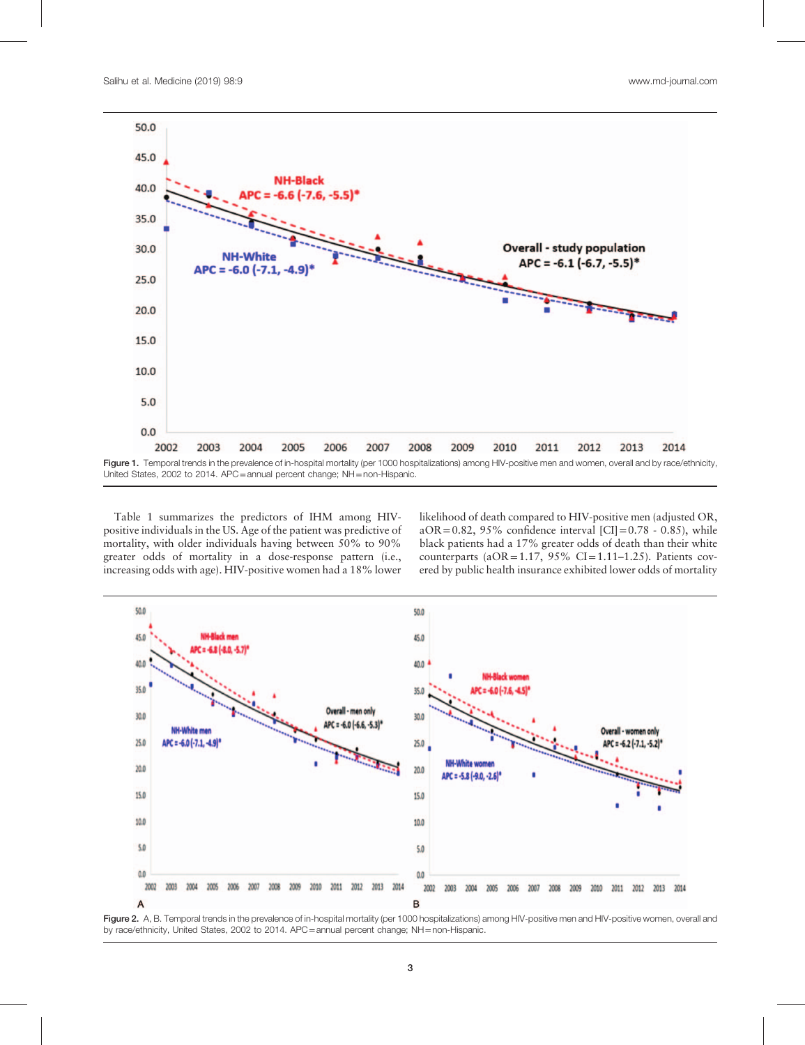Figure 1. Temporal trends in the prevalence of in-hospital mortality (per 1000 hospitalizations) among HIV-positive men and women, overall and by race/ethnicity, United States, 2002 to 2014. APC=annual percent change; NH=non-Hispanic.

Table 1 summarizes the predictors of IHM among HIV-positive individuals in the US. Age of the patient was predictive of mortality, with older individuals having between 50% to 90% greater odds of mortality in a dose-response pattern (i.e., increasing odds with age). HIV-positive women had a 18% lower likelihood of death compared to HIV-positive men (adjusted OR, aOR=0.82, 95% confidence interval [CI]=0.78 - 0.85), while black patients had a 17% greater odds of death than their white counterparts (aOR=1.17, 95% CI=1.11–1.25). Patients covered by public health insurance exhibited lower odds of mortality

Figure 2. A, B. Temporal trends in the prevalence of in-hospital mortality (per 1000 hospitalizations) among HIV-positive men and HIV-positive women, overall and by race/ethnicity, United States, 2002 to 2014. APC=annual percent change; NH=non-Hispanic.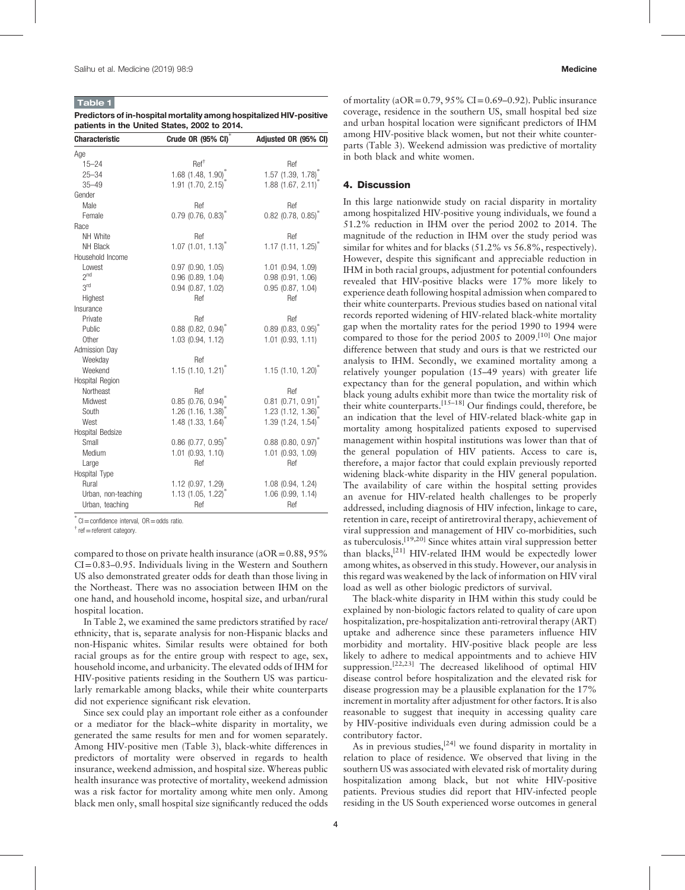**Table 1**

**Predictors of in-hospital mortality among hospitalized HIV-positive patients in the United States, 2002 to 2014.**

| Characteristic | Crude OR (95% CI)[*] | Adjusted OR (95% CI) |
|---|---|---|
| Age | | |
| 15–24 | Ref[†] | Ref |
| 25–34 | 1.68 (1.48, 1.90)[*] | 1.57 (1.39, 1.78)[*] |
| 35–49 | 1.91 (1.70, 2.15)[*] | 1.88 (1.67, 2.11)[*] |
| Gender | | |
| Male | Ref | Ref |
| Female | 0.79 (0.76, 0.83)[*] | 0.82 (0.78, 0.85)[*] |
| Race | | |
| NH White | Ref | Ref |
| NH Black | 1.07 (1.01, 1.13)[*] | 1.17 (1.11, 1.25)[*] |
| Household Income | | |
| Lowest | 0.97 (0.90, 1.05) | 1.01 (0.94, 1.09) |
| 2nd | 0.96 (0.89, 1.04) | 0.98 (0.91, 1.06) |
| 3rd | 0.94 (0.87, 1.02) | 0.95 (0.87, 1.04) |
| Highest | Ref | Ref |
| Insurance | | |
| Private | Ref | Ref |
| Public | 0.88 (0.82, 0.94)[*] | 0.89 (0.83, 0.95)[*] |
| Other | 1.03 (0.94, 1.12) | 1.01 (0.93, 1.11) |
| Admission Day | | |
| Weekday | Ref | |
| Weekend | 1.15 (1.10, 1.21)[*] | 1.15 (1.10, 1.20)[*] |
| Hospital Region | | |
| Northeast | Ref | Ref |
| Midwest | 0.85 (0.76, 0.94)[*] | 0.81 (0.71, 0.91)[*] |
| South | 1.26 (1.16, 1.38)[*] | 1.23 (1.12, 1.36)[*] |
| West | 1.48 (1.33, 1.64)[*] | 1.39 (1.24, 1.54)[*] |
| Hospital Bedsize | | |
| Small | 0.86 (0.77, 0.95)[*] | 0.88 (0.80, 0.97)[*] |
| Medium | 1.01 (0.93, 1.10) | 1.01 (0.93, 1.09) |
| Large | Ref | Ref |
| Hospital Type | | |
| Rural | 1.12 (0.97, 1.29) | 1.08 (0.94, 1.24) |
| Urban, non-teaching | 1.13 (1.05, 1.22)[*] | 1.06 (0.99, 1.14) |
| Urban, teaching | Ref | Ref |

[*] CI = confidence interval, OR = odds ratio.

[†] ref = referent category.

compared to those on private health insurance (aOR = 0.88, 95% CI = 0.83–0.95. Individuals living in the Western and Southern US also demonstrated greater odds for death than those living in the Northeast. There was no association between IHM on the one hand, and household income, hospital size, and urban/rural hospital location.

In Table 2, we examined the same predictors stratified by race/ethnicity, that is, separate analysis for non-Hispanic blacks and non-Hispanic whites. Similar results were obtained for both racial groups as for the entire group with respect to age, sex, household income, and urbanicity. The elevated odds of IHM for HIV-positive patients residing in the Southern US was particularly remarkable among blacks, while their white counterparts did not experience significant risk elevation.

Since sex could play an important role either as a confounder or a mediator for the black–white disparity in mortality, we generated the same results for men and for women separately. Among HIV-positive men (Table 3), black-white differences in predictors of mortality were observed in regards to health insurance, weekend admission, and hospital size. Whereas public health insurance was protective of mortality, weekend admission was a risk factor for mortality among white men only. Among black men only, small hospital size significantly reduced the odds of mortality (aOR = 0.79, 95% CI = 0.69–0.92). Public insurance coverage, residence in the southern US, small hospital bed size and urban hospital location were significant predictors of IHM among HIV-positive black women, but not their white counterparts (Table 3). Weekend admission was predictive of mortality in both black and white women.

## 4. Discussion

In this large nationwide study on racial disparity in mortality among hospitalized HIV-positive young individuals, we found a 51.2% reduction in IHM over the period 2002 to 2014. The magnitude of the reduction in IHM over the study period was similar for whites and for blacks (51.2% vs 56.8%, respectively). However, despite this significant and appreciable reduction in IHM in both racial groups, adjustment for potential confounders revealed that HIV-positive blacks were 17% more likely to experience death following hospital admission when compared to their white counterparts. Previous studies based on national vital records reported widening of HIV-related black-white mortality gap when the mortality rates for the period 1990 to 1994 were compared to those for the period 2005 to 2009.[10] One major difference between that study and ours is that we restricted our analysis to IHM. Secondly, we examined mortality among a relatively younger population (15–49 years) with greater life expectancy than for the general population, and within which black young adults exhibit more than twice the mortality risk of their white counterparts.[15–18] Our findings could, therefore, be an indication that the level of HIV-related black-white gap in mortality among hospitalized patients exposed to supervised management within hospital institutions was lower than that of the general population of HIV patients. Access to care is, therefore, a major factor that could explain previously reported widening black-white disparity in the HIV general population. The availability of care within the hospital setting provides an avenue for HIV-related health challenges to be properly addressed, including diagnosis of HIV infection, linkage to care, retention in care, receipt of antiretroviral therapy, achievement of viral suppression and management of HIV co-morbidities, such as tuberculosis.[19,20] Since whites attain viral suppression better than blacks,[21] HIV-related IHM would be expectedly lower among whites, as observed in this study. However, our analysis in this regard was weakened by the lack of information on HIV viral load as well as other biologic predictors of survival.

The black-white disparity in IHM within this study could be explained by non-biologic factors related to quality of care upon hospitalization, pre-hospitalization anti-retroviral therapy (ART) uptake and adherence since these parameters influence HIV morbidity and mortality. HIV-positive black people are less likely to adhere to medical appointments and to achieve HIV suppression.[22,23] The decreased likelihood of optimal HIV disease control before hospitalization and the elevated risk for disease progression may be a plausible explanation for the 17% increment in mortality after adjustment for other factors. It is also reasonable to suggest that inequity in accessing quality care by HIV-positive individuals even during admission could be a contributory factor.

As in previous studies,[24] we found disparity in mortality in relation to place of residence. We observed that living in the southern US was associated with elevated risk of mortality during hospitalization among black, but not white HIV-positive patients. Previous studies did report that HIV-infected people residing in the US South experienced worse outcomes in general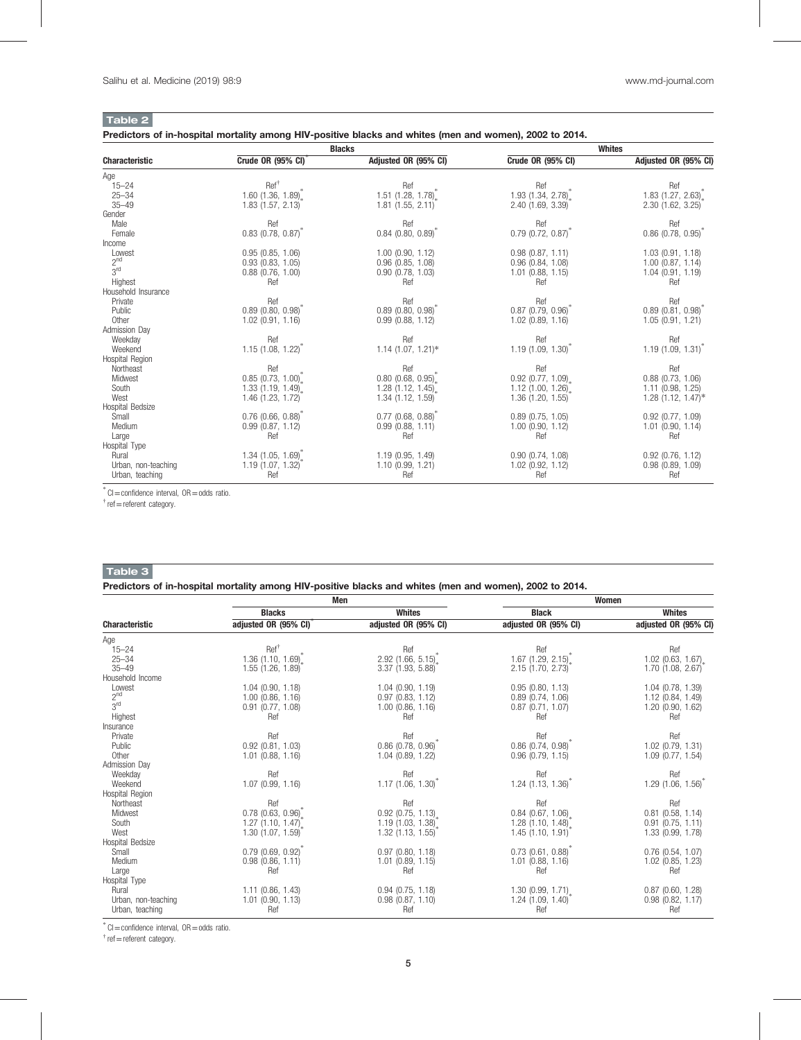**Table 2**

**Predictors of in-hospital mortality among HIV-positive blacks and whites (men and women), 2002 to 2014.**

| | Blacks | | Whites | |
|---|---|---|---|---|
| **Characteristic** | **Crude OR (95% CI)*** | **Adjusted OR (95% CI)** | **Crude OR (95% CI)** | **Adjusted OR (95% CI)** |
| Age | | | | |
| 15–24 | Ref† | Ref | Ref | Ref |
| 25–34 | 1.60 (1.36, 1.89)* | 1.51 (1.28, 1.78)* | 1.93 (1.34, 2.78)* | 1.83 (1.27, 2.63)* |
| 35–49 | 1.83 (1.57, 2.13)* | 1.81 (1.55, 2.11)* | 2.40 (1.69, 3.39)* | 2.30 (1.62, 3.25)* |
| Gender | | | | |
| Male | Ref | Ref | Ref | Ref |
| Female | 0.83 (0.78, 0.87)* | 0.84 (0.80, 0.89)* | 0.79 (0.72, 0.87)* | 0.86 (0.78, 0.95)* |
| Income | | | | |
| Lowest | 0.95 (0.85, 1.06) | 1.00 (0.90, 1.12) | 0.98 (0.87, 1.11) | 1.03 (0.91, 1.18) |
| 2nd | 0.93 (0.83, 1.05) | 0.96 (0.85, 1.08) | 0.96 (0.84, 1.08) | 1.00 (0.87, 1.14) |
| 3rd | 0.88 (0.76, 1.00) | 0.90 (0.78, 1.03) | 1.01 (0.88, 1.15) | 1.04 (0.91, 1.19) |
| Highest | Ref | Ref | Ref | Ref |
| Household Insurance | | | | |
| Private | Ref | Ref | Ref | Ref |
| Public | 0.89 (0.80, 0.98)* | 0.89 (0.80, 0.98)* | 0.87 (0.79, 0.96)* | 0.89 (0.81, 0.98)* |
| Other | 1.02 (0.91, 1.16) | 0.99 (0.88, 1.12) | 1.02 (0.89, 1.16) | 1.05 (0.91, 1.21) |
| Admission Day | | | | |
| Weekday | Ref | Ref | Ref | Ref |
| Weekend | 1.15 (1.08, 1.22)* | 1.14 (1.07, 1.21)* | 1.19 (1.09, 1.30)* | 1.19 (1.09, 1.31)* |
| Hospital Region | | | | |
| Northeast | Ref | Ref | Ref | Ref |
| Midwest | 0.85 (0.73, 1.00)* | 0.80 (0.68, 0.95)* | 0.92 (0.77, 1.09)* | 0.88 (0.73, 1.06) |
| South | 1.33 (1.19, 1.49)* | 1.28 (1.12, 1.45)* | 1.12 (1.00, 1.26)* | 1.11 (0.98, 1.25) |
| West | 1.46 (1.23, 1.72)* | 1.34 (1.12, 1.59)* | 1.36 (1.20, 1.55)* | 1.28 (1.12, 1.47)* |
| Hospital Bedsize | | | | |
| Small | 0.76 (0.66, 0.88)* | 0.77 (0.68, 0.88)* | 0.89 (0.75, 1.05) | 0.92 (0.77, 1.09) |
| Medium | 0.99 (0.87, 1.12) | 0.99 (0.88, 1.11) | 1.00 (0.90, 1.12) | 1.01 (0.90, 1.14) |
| Large | Ref | Ref | Ref | Ref |
| Hospital Type | | | | |
| Rural | 1.34 (1.05, 1.69)* | 1.19 (0.95, 1.49) | 0.90 (0.74, 1.08) | 0.92 (0.76, 1.12) |
| Urban, non-teaching | 1.19 (1.07, 1.32)* | 1.10 (0.99, 1.21) | 1.02 (0.92, 1.12) | 0.98 (0.89, 1.09) |
| Urban, teaching | Ref | Ref | Ref | Ref |

* CI = confidence interval, OR = odds ratio.

† ref = referent category.

**Table 3**

**Predictors of in-hospital mortality among HIV-positive blacks and whites (men and women), 2002 to 2014.**

| | Men | | Women | |
|---|---|---|---|---|
| | **Blacks** | **Whites** | **Black** | **Whites** |
| **Characteristic** | **adjusted OR (95% CI)*** | **adjusted OR (95% CI)** | **adjusted OR (95% CI)** | **adjusted OR (95% CI)** |
| Age | | | | |
| 15–24 | Ref† | Ref | Ref | Ref |
| 25–34 | 1.36 (1.10, 1.69)* | 2.92 (1.66, 5.15)* | 1.67 (1.29, 2.15)* | 1.02 (0.63, 1.67)* |
| 35–49 | 1.55 (1.26, 1.89)* | 3.37 (1.93, 5.88)* | 2.15 (1.70, 2.73)* | 1.70 (1.08, 2.67)* |
| Household Income | | | | |
| Lowest | 1.04 (0.90, 1.18) | 1.04 (0.90, 1.19) | 0.95 (0.80, 1.13) | 1.04 (0.78, 1.39) |
| 2nd | 1.00 (0.86, 1.16) | 0.97 (0.83, 1.12) | 0.89 (0.74, 1.06) | 1.12 (0.84, 1.49) |
| 3rd | 0.91 (0.77, 1.08) | 1.00 (0.86, 1.16) | 0.87 (0.71, 1.07) | 1.20 (0.90, 1.62) |
| Highest | Ref | Ref | Ref | Ref |
| Insurance | | | | |
| Private | Ref | Ref | Ref | Ref |
| Public | 0.92 (0.81, 1.03) | 0.86 (0.78, 0.96)* | 0.86 (0.74, 0.98)* | 1.02 (0.79, 1.31) |
| Other | 1.01 (0.88, 1.16) | 1.04 (0.89, 1.22) | 0.96 (0.79, 1.15) | 1.09 (0.77, 1.54) |
| Admission Day | | | | |
| Weekday | Ref | Ref | Ref | Ref |
| Weekend | 1.07 (0.99, 1.16) | 1.17 (1.06, 1.30)* | 1.24 (1.13, 1.36)* | 1.29 (1.06, 1.56)* |
| Hospital Region | | | | |
| Northeast | Ref | Ref | Ref | Ref |
| Midwest | 0.78 (0.63, 0.96)* | 0.92 (0.75, 1.13)* | 0.84 (0.67, 1.06)* | 0.81 (0.58, 1.14) |
| South | 1.27 (1.10, 1.47)* | 1.19 (1.03, 1.38)* | 1.28 (1.10, 1.48)* | 0.91 (0.75, 1.11) |
| West | 1.30 (1.07, 1.59)* | 1.32 (1.13, 1.55)* | 1.45 (1.10, 1.91)* | 1.33 (0.99, 1.78) |
| Hospital Bedsize | | | | |
| Small | 0.79 (0.69, 0.92)* | 0.97 (0.80, 1.18) | 0.73 (0.61, 0.88)* | 0.76 (0.54, 1.07) |
| Medium | 0.98 (0.86, 1.11) | 1.01 (0.89, 1.15) | 1.01 (0.88, 1.16) | 1.02 (0.85, 1.23) |
| Large | Ref | Ref | Ref | Ref |
| Hospital Type | | | | |
| Rural | 1.11 (0.86, 1.43) | 0.94 (0.75, 1.18) | 1.30 (0.99, 1.71)* | 0.87 (0.60, 1.28) |
| Urban, non-teaching | 1.01 (0.90, 1.13) | 0.98 (0.87, 1.10) | 1.24 (1.09, 1.40)* | 0.98 (0.82, 1.17) |
| Urban, teaching | Ref | Ref | Ref | Ref |

* CI = confidence interval, OR = odds ratio.

† ref = referent category.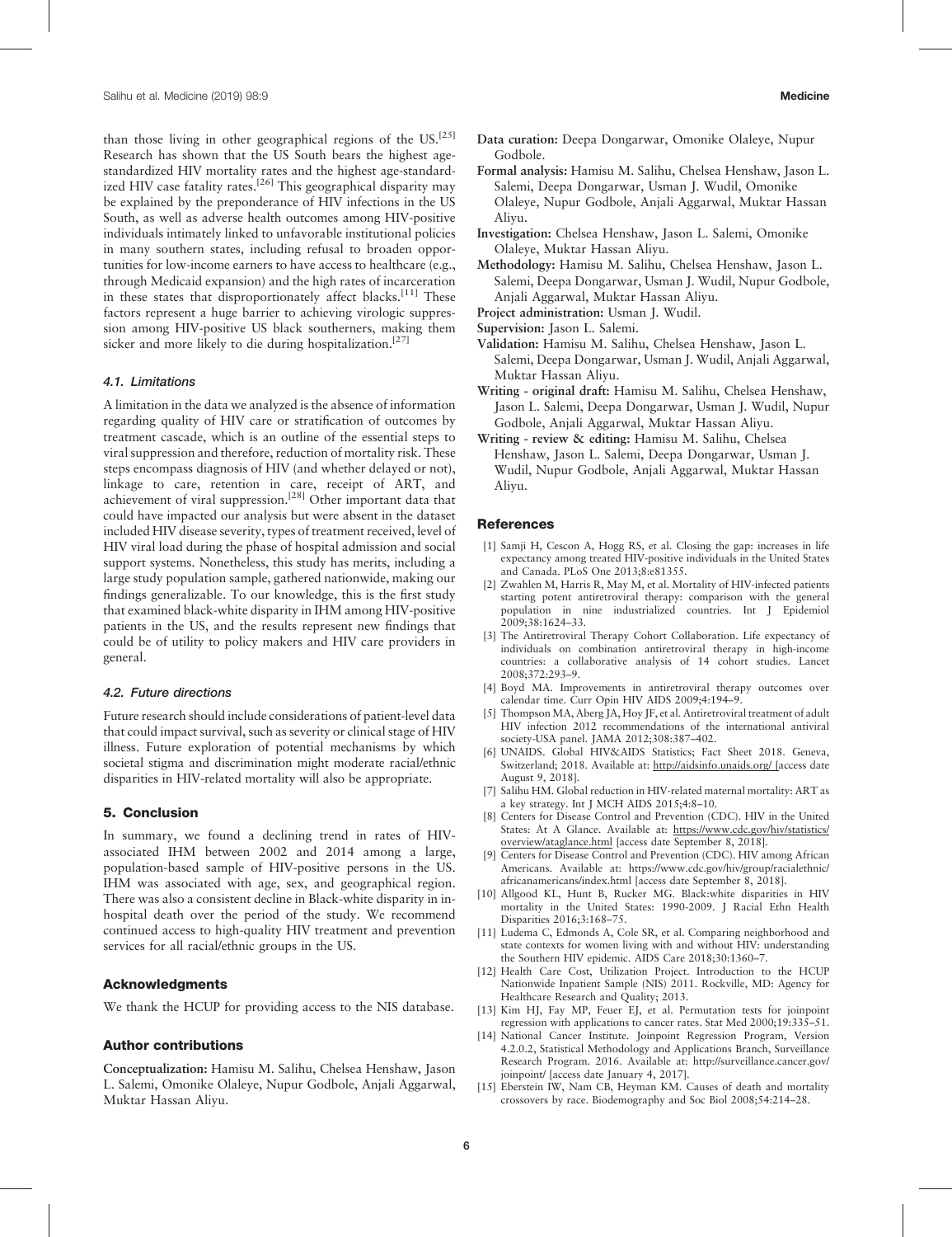than those living in other geographical regions of the US.[25] Research has shown that the US South bears the highest age-standardized HIV mortality rates and the highest age-standardized HIV case fatality rates.[26] This geographical disparity may be explained by the preponderance of HIV infections in the US South, as well as adverse health outcomes among HIV-positive individuals intimately linked to unfavorable institutional policies in many southern states, including refusal to broaden opportunities for low-income earners to have access to healthcare (e.g., through Medicaid expansion) and the high rates of incarceration in these states that disproportionately affect blacks.[11] These factors represent a huge barrier to achieving virologic suppression among HIV-positive US black southerners, making them sicker and more likely to die during hospitalization.[27]

### 4.1. Limitations

A limitation in the data we analyzed is the absence of information regarding quality of HIV care or stratification of outcomes by treatment cascade, which is an outline of the essential steps to viral suppression and therefore, reduction of mortality risk. These steps encompass diagnosis of HIV (and whether delayed or not), linkage to care, retention in care, receipt of ART, and achievement of viral suppression.[28] Other important data that could have impacted our analysis but were absent in the dataset included HIV disease severity, types of treatment received, level of HIV viral load during the phase of hospital admission and social support systems. Nonetheless, this study has merits, including a large study population sample, gathered nationwide, making our findings generalizable. To our knowledge, this is the first study that examined black-white disparity in IHM among HIV-positive patients in the US, and the results represent new findings that could be of utility to policy makers and HIV care providers in general.

### 4.2. Future directions

Future research should include considerations of patient-level data that could impact survival, such as severity or clinical stage of HIV illness. Future exploration of potential mechanisms by which societal stigma and discrimination might moderate racial/ethnic disparities in HIV-related mortality will also be appropriate.

## 5. Conclusion

In summary, we found a declining trend in rates of HIV-associated IHM between 2002 and 2014 among a large, population-based sample of HIV-positive persons in the US. IHM was associated with age, sex, and geographical region. There was also a consistent decline in Black-white disparity in in-hospital death over the period of the study. We recommend continued access to high-quality HIV treatment and prevention services for all racial/ethnic groups in the US.

## Acknowledgments

We thank the HCUP for providing access to the NIS database.

## Author contributions

**Conceptualization:** Hamisu M. Salihu, Chelsea Henshaw, Jason L. Salemi, Omonike Olaleye, Nupur Godbole, Anjali Aggarwal, Muktar Hassan Aliyu.

**Data curation:** Deepa Dongarwar, Omonike Olaleye, Nupur Godbole.

**Formal analysis:** Hamisu M. Salihu, Chelsea Henshaw, Jason L. Salemi, Deepa Dongarwar, Usman J. Wudil, Omonike Olaleye, Nupur Godbole, Anjali Aggarwal, Muktar Hassan Aliyu.

**Investigation:** Chelsea Henshaw, Jason L. Salemi, Omonike Olaleye, Muktar Hassan Aliyu.

**Methodology:** Hamisu M. Salihu, Chelsea Henshaw, Jason L. Salemi, Deepa Dongarwar, Usman J. Wudil, Nupur Godbole, Anjali Aggarwal, Muktar Hassan Aliyu.

**Project administration:** Usman J. Wudil.

**Supervision:** Jason L. Salemi.

**Validation:** Hamisu M. Salihu, Chelsea Henshaw, Jason L. Salemi, Deepa Dongarwar, Usman J. Wudil, Anjali Aggarwal, Muktar Hassan Aliyu.

**Writing - original draft:** Hamisu M. Salihu, Chelsea Henshaw, Jason L. Salemi, Deepa Dongarwar, Usman J. Wudil, Nupur Godbole, Anjali Aggarwal, Muktar Hassan Aliyu.

**Writing - review & editing:** Hamisu M. Salihu, Chelsea Henshaw, Jason L. Salemi, Deepa Dongarwar, Usman J. Wudil, Nupur Godbole, Anjali Aggarwal, Muktar Hassan Aliyu.

## References

[1] Samji H, Cescon A, Hogg RS, et al. Closing the gap: increases in life expectancy among treated HIV-positive individuals in the United States and Canada. PLoS One 2013;8:e81355.

[2] Zwahlen M, Harris R, May M, et al. Mortality of HIV-infected patients starting potent antiretroviral therapy: comparison with the general population in nine industrialized countries. Int J Epidemiol 2009;38:1624–33.

[3] The Antiretroviral Therapy Cohort Collaboration. Life expectancy of individuals on combination antiretroviral therapy in high-income countries: a collaborative analysis of 14 cohort studies. Lancet 2008;372:293–9.

[4] Boyd MA. Improvements in antiretroviral therapy outcomes over calendar time. Curr Opin HIV AIDS 2009;4:194–9.

[5] Thompson MA, Aberg JA, Hoy JF, et al. Antiretroviral treatment of adult HIV infection 2012 recommendations of the international antiviral society-USA panel. JAMA 2012;308:387–402.

[6] UNAIDS. Global HIV&AIDS Statistics; Fact Sheet 2018. Geneva, Switzerland; 2018. Available at: http://aidsinfo.unaids.org/ [access date August 9, 2018].

[7] Salihu HM. Global reduction in HIV-related maternal mortality: ART as a key strategy. Int J MCH AIDS 2015;4:8–10.

[8] Centers for Disease Control and Prevention (CDC). HIV in the United States: At A Glance. Available at: https://www.cdc.gov/hiv/statistics/overview/ataglance.html [access date September 8, 2018].

[9] Centers for Disease Control and Prevention (CDC). HIV among African Americans. Available at: https://www.cdc.gov/hiv/group/racialethnic/africanamericans/index.html [access date September 8, 2018].

[10] Allgood KL, Hunt B, Rucker MG. Black:white disparities in HIV mortality in the United States: 1990-2009. J Racial Ethn Health Disparities 2016;3:168–75.

[11] Ludema C, Edmonds A, Cole SR, et al. Comparing neighborhood and state contexts for women living with and without HIV: understanding the Southern HIV epidemic. AIDS Care 2018;30:1360–7.

[12] Health Care Cost, Utilization Project. Introduction to the HCUP Nationwide Inpatient Sample (NIS) 2011. Rockville, MD: Agency for Healthcare Research and Quality; 2013.

[13] Kim HJ, Fay MP, Feuer EJ, et al. Permutation tests for joinpoint regression with applications to cancer rates. Stat Med 2000;19:335–51.

[14] National Cancer Institute. Joinpoint Regression Program, Version 4.2.0.2, Statistical Methodology and Applications Branch, Surveillance Research Program. 2016. Available at: http://surveillance.cancer.gov/joinpoint/ [access date January 4, 2017].

[15] Eberstein IW, Nam CB, Heyman KM. Causes of death and mortality crossovers by race. Biodemography and Soc Biol 2008;54:214–28.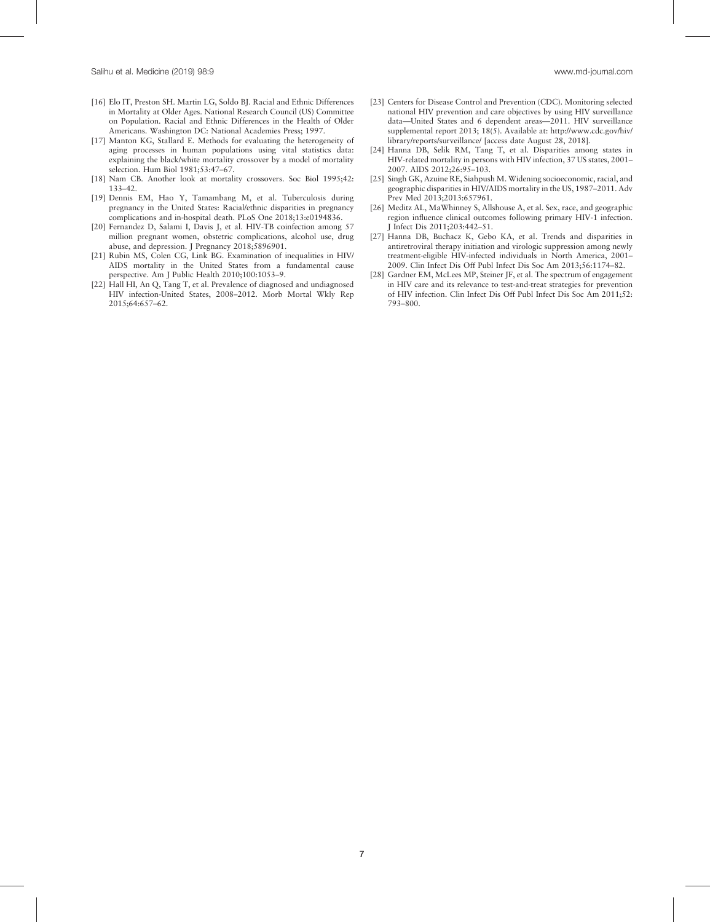[16] Elo IT, Preston SH. Martin LG, Soldo BJ. Racial and Ethnic Differences in Mortality at Older Ages. National Research Council (US) Committee on Population. Racial and Ethnic Differences in the Health of Older Americans. Washington DC: National Academies Press; 1997.

[17] Manton KG, Stallard E. Methods for evaluating the heterogeneity of aging processes in human populations using vital statistics data: explaining the black/white mortality crossover by a model of mortality selection. Hum Biol 1981;53:47–67.

[18] Nam CB. Another look at mortality crossovers. Soc Biol 1995;42: 133–42.

[19] Dennis EM, Hao Y, Tamambang M, et al. Tuberculosis during pregnancy in the United States: Racial/ethnic disparities in pregnancy complications and in-hospital death. PLoS One 2018;13:e0194836.

[20] Fernandez D, Salami I, Davis J, et al. HIV-TB coinfection among 57 million pregnant women, obstetric complications, alcohol use, drug abuse, and depression. J Pregnancy 2018;5896901.

[21] Rubin MS, Colen CG, Link BG. Examination of inequalities in HIV/ AIDS mortality in the United States from a fundamental cause perspective. Am J Public Health 2010;100:1053–9.

[22] Hall HI, An Q, Tang T, et al. Prevalence of diagnosed and undiagnosed HIV infection-United States, 2008–2012. Morb Mortal Wkly Rep 2015;64:657–62.

[23] Centers for Disease Control and Prevention (CDC). Monitoring selected national HIV prevention and care objectives by using HIV surveillance data—United States and 6 dependent areas—2011. HIV surveillance supplemental report 2013; 18(5). Available at: http://www.cdc.gov/hiv/library/reports/surveillance/ [access date August 28, 2018].

[24] Hanna DB, Selik RM, Tang T, et al. Disparities among states in HIV-related mortality in persons with HIV infection, 37 US states, 2001–2007. AIDS 2012;26:95–103.

[25] Singh GK, Azuine RE, Siahpush M. Widening socioeconomic, racial, and geographic disparities in HIV/AIDS mortality in the US, 1987–2011. Adv Prev Med 2013;2013:657961.

[26] Meditz AL, MaWhinney S, Allshouse A, et al. Sex, race, and geographic region influence clinical outcomes following primary HIV-1 infection. J Infect Dis 2011;203:442–51.

[27] Hanna DB, Buchacz K, Gebo KA, et al. Trends and disparities in antiretroviral therapy initiation and virologic suppression among newly treatment-eligible HIV-infected individuals in North America, 2001–2009. Clin Infect Dis Off Publ Infect Dis Soc Am 2013;56:1174–82.

[28] Gardner EM, McLees MP, Steiner JF, et al. The spectrum of engagement in HIV care and its relevance to test-and-treat strategies for prevention of HIV infection. Clin Infect Dis Off Publ Infect Dis Soc Am 2011;52: 793–800.